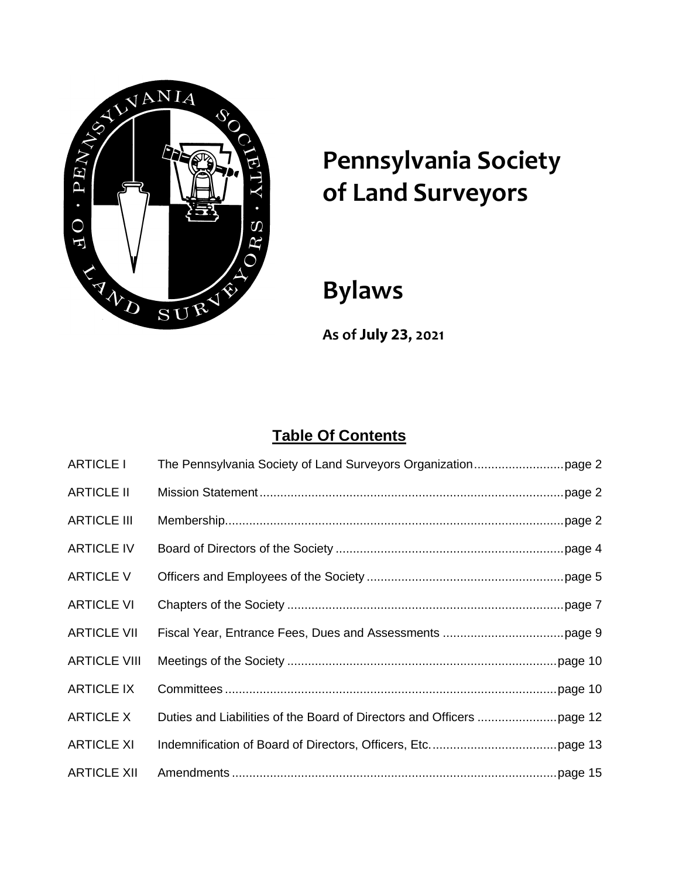# Pennsylvania Society of Land Surveyors

# Bylaws

**As of July 23, 2021**

## Table Of Contents

| | | |
|---|---|---|
| ARTICLE I | The Pennsylvania Society of Land Surveyors Organization | page 2 |
| ARTICLE II | Mission Statement | page 2 |
| ARTICLE III | Membership | page 2 |
| ARTICLE IV | Board of Directors of the Society | page 4 |
| ARTICLE V | Officers and Employees of the Society | page 5 |
| ARTICLE VI | Chapters of the Society | page 7 |
| ARTICLE VII | Fiscal Year, Entrance Fees, Dues and Assessments | page 9 |
| ARTICLE VIII | Meetings of the Society | page 10 |
| ARTICLE IX | Committees | page 10 |
| ARTICLE X | Duties and Liabilities of the Board of Directors and Officers | page 12 |
| ARTICLE XI | Indemnification of Board of Directors, Officers, Etc. | page 13 |
| ARTICLE XII | Amendments | page 15 |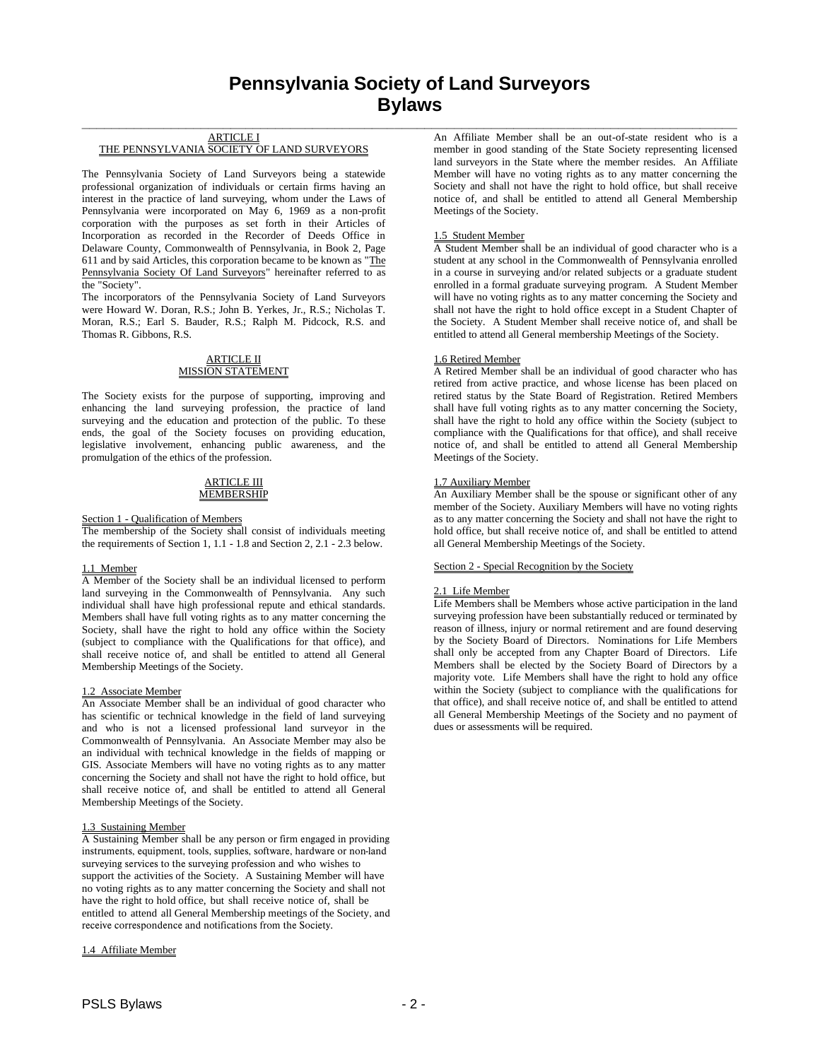# Pennsylvania Society of Land Surveyors
# Bylaws

## ARTICLE I
## THE PENNSYLVANIA SOCIETY OF LAND SURVEYORS

The Pennsylvania Society of Land Surveyors being a statewide professional organization of individuals or certain firms having an interest in the practice of land surveying, whom under the Laws of Pennsylvania were incorporated on May 6, 1969 as a non-profit corporation with the purposes as set forth in their Articles of Incorporation as recorded in the Recorder of Deeds Office in Delaware County, Commonwealth of Pennsylvania, in Book 2, Page 611 and by said Articles, this corporation became to be known as "The Pennsylvania Society Of Land Surveyors" hereinafter referred to as the "Society".

The incorporators of the Pennsylvania Society of Land Surveyors were Howard W. Doran, R.S.; John B. Yerkes, Jr., R.S.; Nicholas T. Moran, R.S.; Earl S. Bauder, R.S.; Ralph M. Pidcock, R.S. and Thomas R. Gibbons, R.S.

## ARTICLE II
## MISSION STATEMENT

The Society exists for the purpose of supporting, improving and enhancing the land surveying profession, the practice of land surveying and the education and protection of the public. To these ends, the goal of the Society focuses on providing education, legislative involvement, enhancing public awareness, and the promulgation of the ethics of the profession.

## ARTICLE III
## MEMBERSHIP

### Section 1 - Qualification of Members

The membership of the Society shall consist of individuals meeting the requirements of Section 1, 1.1 - 1.8 and Section 2, 2.1 - 2.3 below.

#### 1.1 Member

A Member of the Society shall be an individual licensed to perform land surveying in the Commonwealth of Pennsylvania. Any such individual shall have high professional repute and ethical standards. Members shall have full voting rights as to any matter concerning the Society, shall have the right to hold any office within the Society (subject to compliance with the Qualifications for that office), and shall receive notice of, and shall be entitled to attend all General Membership Meetings of the Society.

#### 1.2 Associate Member

An Associate Member shall be an individual of good character who has scientific or technical knowledge in the field of land surveying and who is not a licensed professional land surveyor in the Commonwealth of Pennsylvania. An Associate Member may also be an individual with technical knowledge in the fields of mapping or GIS. Associate Members will have no voting rights as to any matter concerning the Society and shall not have the right to hold office, but shall receive notice of, and shall be entitled to attend all General Membership Meetings of the Society.

#### 1.3 Sustaining Member

A Sustaining Member shall be any person or firm engaged in providing instruments, equipment, tools, supplies, software, hardware or non-land surveying services to the surveying profession and who wishes to support the activities of the Society. A Sustaining Member will have no voting rights as to any matter concerning the Society and shall not have the right to hold office, but shall receive notice of, shall be entitled to attend all General Membership meetings of the Society, and receive correspondence and notifications from the Society.

#### 1.4 Affiliate Member

An Affiliate Member shall be an out-of-state resident who is a member in good standing of the State Society representing licensed land surveyors in the State where the member resides. An Affiliate Member will have no voting rights as to any matter concerning the Society and shall not have the right to hold office, but shall receive notice of, and shall be entitled to attend all General Membership Meetings of the Society.

#### 1.5 Student Member

A Student Member shall be an individual of good character who is a student at any school in the Commonwealth of Pennsylvania enrolled in a course in surveying and/or related subjects or a graduate student enrolled in a formal graduate surveying program. A Student Member will have no voting rights as to any matter concerning the Society and shall not have the right to hold office except in a Student Chapter of the Society. A Student Member shall receive notice of, and shall be entitled to attend all General membership Meetings of the Society.

#### 1.6 Retired Member

A Retired Member shall be an individual of good character who has retired from active practice, and whose license has been placed on retired status by the State Board of Registration. Retired Members shall have full voting rights as to any matter concerning the Society, shall have the right to hold any office within the Society (subject to compliance with the Qualifications for that office), and shall receive notice of, and shall be entitled to attend all General Membership Meetings of the Society.

#### 1.7 Auxiliary Member

An Auxiliary Member shall be the spouse or significant other of any member of the Society. Auxiliary Members will have no voting rights as to any matter concerning the Society and shall not have the right to hold office, but shall receive notice of, and shall be entitled to attend all General Membership Meetings of the Society.

### Section 2 - Special Recognition by the Society

#### 2.1 Life Member

Life Members shall be Members whose active participation in the land surveying profession have been substantially reduced or terminated by reason of illness, injury or normal retirement and are found deserving by the Society Board of Directors. Nominations for Life Members shall only be accepted from any Chapter Board of Directors. Life Members shall be elected by the Society Board of Directors by a majority vote. Life Members shall have the right to hold any office within the Society (subject to compliance with the qualifications for that office), and shall receive notice of, and shall be entitled to attend all General Membership Meetings of the Society and no payment of dues or assessments will be required.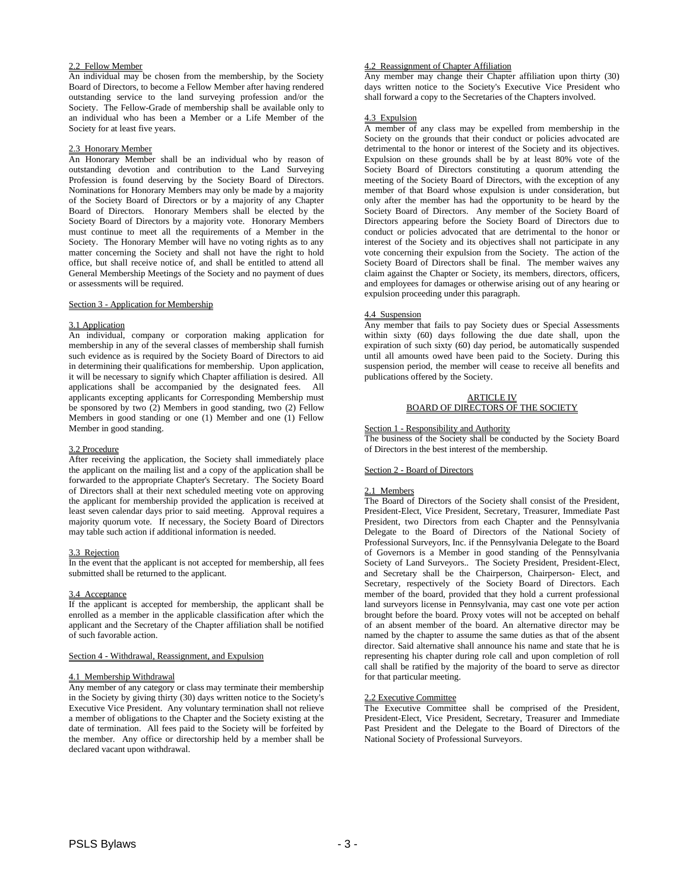2.2 Fellow Member

An individual may be chosen from the membership, by the Society Board of Directors, to become a Fellow Member after having rendered outstanding service to the land surveying profession and/or the Society. The Fellow-Grade of membership shall be available only to an individual who has been a Member or a Life Member of the Society for at least five years.

2.3 Honorary Member

An Honorary Member shall be an individual who by reason of outstanding devotion and contribution to the Land Surveying Profession is found deserving by the Society Board of Directors. Nominations for Honorary Members may only be made by a majority of the Society Board of Directors or by a majority of any Chapter Board of Directors. Honorary Members shall be elected by the Society Board of Directors by a majority vote. Honorary Members must continue to meet all the requirements of a Member in the Society. The Honorary Member will have no voting rights as to any matter concerning the Society and shall not have the right to hold office, but shall receive notice of, and shall be entitled to attend all General Membership Meetings of the Society and no payment of dues or assessments will be required.

Section 3 - Application for Membership

3.1 Application

An individual, company or corporation making application for membership in any of the several classes of membership shall furnish such evidence as is required by the Society Board of Directors to aid in determining their qualifications for membership. Upon application, it will be necessary to signify which Chapter affiliation is desired. All applications shall be accompanied by the designated fees. All applicants excepting applicants for Corresponding Membership must be sponsored by two (2) Members in good standing, two (2) Fellow Members in good standing or one (1) Member and one (1) Fellow Member in good standing.

3.2 Procedure

After receiving the application, the Society shall immediately place the applicant on the mailing list and a copy of the application shall be forwarded to the appropriate Chapter's Secretary. The Society Board of Directors shall at their next scheduled meeting vote on approving the applicant for membership provided the application is received at least seven calendar days prior to said meeting. Approval requires a majority quorum vote. If necessary, the Society Board of Directors may table such action if additional information is needed.

3.3 Rejection

In the event that the applicant is not accepted for membership, all fees submitted shall be returned to the applicant.

3.4 Acceptance

If the applicant is accepted for membership, the applicant shall be enrolled as a member in the applicable classification after which the applicant and the Secretary of the Chapter affiliation shall be notified of such favorable action.

Section 4 - Withdrawal, Reassignment, and Expulsion

4.1 Membership Withdrawal

Any member of any category or class may terminate their membership in the Society by giving thirty (30) days written notice to the Society's Executive Vice President. Any voluntary termination shall not relieve a member of obligations to the Chapter and the Society existing at the date of termination. All fees paid to the Society will be forfeited by the member. Any office or directorship held by a member shall be declared vacant upon withdrawal.

4.2 Reassignment of Chapter Affiliation

Any member may change their Chapter affiliation upon thirty (30) days written notice to the Society's Executive Vice President who shall forward a copy to the Secretaries of the Chapters involved.

4.3 Expulsion

A member of any class may be expelled from membership in the Society on the grounds that their conduct or policies advocated are detrimental to the honor or interest of the Society and its objectives. Expulsion on these grounds shall be by at least 80% vote of the Society Board of Directors constituting a quorum attending the meeting of the Society Board of Directors, with the exception of any member of that Board whose expulsion is under consideration, but only after the member has had the opportunity to be heard by the Society Board of Directors. Any member of the Society Board of Directors appearing before the Society Board of Directors due to conduct or policies advocated that are detrimental to the honor or interest of the Society and its objectives shall not participate in any vote concerning their expulsion from the Society. The action of the Society Board of Directors shall be final. The member waives any claim against the Chapter or Society, its members, directors, officers, and employees for damages or otherwise arising out of any hearing or expulsion proceeding under this paragraph.

4.4 Suspension

Any member that fails to pay Society dues or Special Assessments within sixty (60) days following the due date shall, upon the expiration of such sixty (60) day period, be automatically suspended until all amounts owed have been paid to the Society. During this suspension period, the member will cease to receive all benefits and publications offered by the Society.

## ARTICLE IV
## BOARD OF DIRECTORS OF THE SOCIETY

Section 1 - Responsibility and Authority

The business of the Society shall be conducted by the Society Board of Directors in the best interest of the membership.

Section 2 - Board of Directors

2.1 Members

The Board of Directors of the Society shall consist of the President, President-Elect, Vice President, Secretary, Treasurer, Immediate Past President, two Directors from each Chapter and the Pennsylvania Delegate to the Board of Directors of the National Society of Professional Surveyors, Inc. if the Pennsylvania Delegate to the Board of Governors is a Member in good standing of the Pennsylvania Society of Land Surveyors.. The Society President, President-Elect, and Secretary shall be the Chairperson, Chairperson- Elect, and Secretary, respectively of the Society Board of Directors. Each member of the board, provided that they hold a current professional land surveyors license in Pennsylvania, may cast one vote per action brought before the board. Proxy votes will not be accepted on behalf of an absent member of the board. An alternative director may be named by the chapter to assume the same duties as that of the absent director. Said alternative shall announce his name and state that he is representing his chapter during role call and upon completion of roll call shall be ratified by the majority of the board to serve as director for that particular meeting.

2.2 Executive Committee

The Executive Committee shall be comprised of the President, President-Elect, Vice President, Secretary, Treasurer and Immediate Past President and the Delegate to the Board of Directors of the National Society of Professional Surveyors.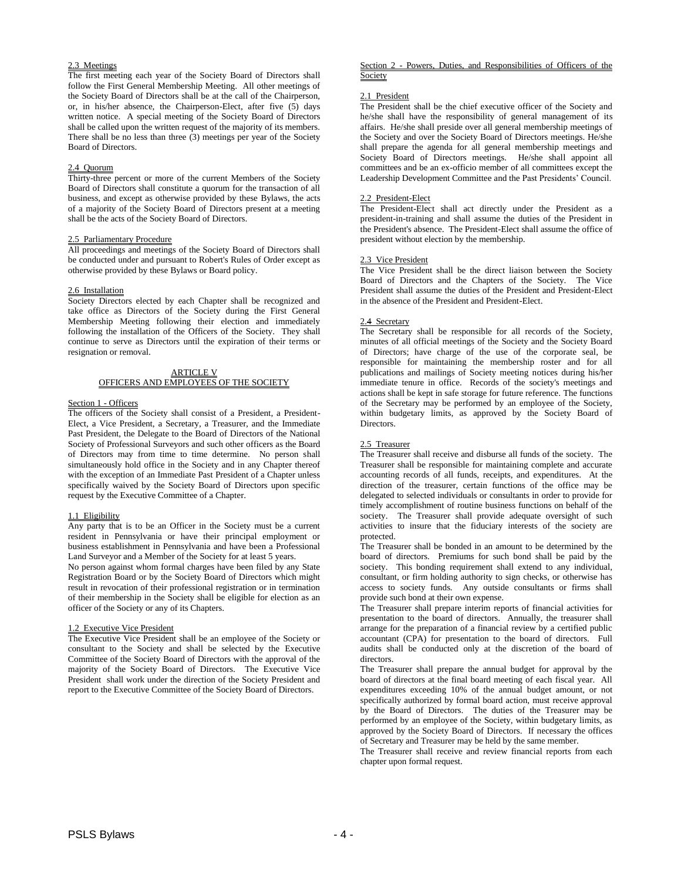2.3 Meetings

The first meeting each year of the Society Board of Directors shall follow the First General Membership Meeting. All other meetings of the Society Board of Directors shall be at the call of the Chairperson, or, in his/her absence, the Chairperson-Elect, after five (5) days written notice. A special meeting of the Society Board of Directors shall be called upon the written request of the majority of its members. There shall be no less than three (3) meetings per year of the Society Board of Directors.

2.4 Quorum

Thirty-three percent or more of the current Members of the Society Board of Directors shall constitute a quorum for the transaction of all business, and except as otherwise provided by these Bylaws, the acts of a majority of the Society Board of Directors present at a meeting shall be the acts of the Society Board of Directors.

2.5 Parliamentary Procedure

All proceedings and meetings of the Society Board of Directors shall be conducted under and pursuant to Robert's Rules of Order except as otherwise provided by these Bylaws or Board policy.

2.6 Installation

Society Directors elected by each Chapter shall be recognized and take office as Directors of the Society during the First General Membership Meeting following their election and immediately following the installation of the Officers of the Society. They shall continue to serve as Directors until the expiration of their terms or resignation or removal.

## ARTICLE V
## OFFICERS AND EMPLOYEES OF THE SOCIETY

Section 1 - Officers

The officers of the Society shall consist of a President, a President-Elect, a Vice President, a Secretary, a Treasurer, and the Immediate Past President, the Delegate to the Board of Directors of the National Society of Professional Surveyors and such other officers as the Board of Directors may from time to time determine. No person shall simultaneously hold office in the Society and in any Chapter thereof with the exception of an Immediate Past President of a Chapter unless specifically waived by the Society Board of Directors upon specific request by the Executive Committee of a Chapter.

1.1 Eligibility

Any party that is to be an Officer in the Society must be a current resident in Pennsylvania or have their principal employment or business establishment in Pennsylvania and have been a Professional Land Surveyor and a Member of the Society for at least 5 years.

No person against whom formal charges have been filed by any State Registration Board or by the Society Board of Directors which might result in revocation of their professional registration or in termination of their membership in the Society shall be eligible for election as an officer of the Society or any of its Chapters.

1.2 Executive Vice President

The Executive Vice President shall be an employee of the Society or consultant to the Society and shall be selected by the Executive Committee of the Society Board of Directors with the approval of the majority of the Society Board of Directors. The Executive Vice President shall work under the direction of the Society President and report to the Executive Committee of the Society Board of Directors.

Section 2 - Powers, Duties, and Responsibilities of Officers of the Society

2.1 President

The President shall be the chief executive officer of the Society and he/she shall have the responsibility of general management of its affairs. He/she shall preside over all general membership meetings of the Society and over the Society Board of Directors meetings. He/she shall prepare the agenda for all general membership meetings and Society Board of Directors meetings. He/she shall appoint all committees and be an ex-officio member of all committees except the Leadership Development Committee and the Past Presidents' Council.

2.2 President-Elect

The President-Elect shall act directly under the President as a president-in-training and shall assume the duties of the President in the President's absence. The President-Elect shall assume the office of president without election by the membership.

2.3 Vice President

The Vice President shall be the direct liaison between the Society Board of Directors and the Chapters of the Society. The Vice President shall assume the duties of the President and President-Elect in the absence of the President and President-Elect.

2.4 Secretary

The Secretary shall be responsible for all records of the Society, minutes of all official meetings of the Society and the Society Board of Directors; have charge of the use of the corporate seal, be responsible for maintaining the membership roster and for all publications and mailings of Society meeting notices during his/her immediate tenure in office. Records of the society's meetings and actions shall be kept in safe storage for future reference. The functions of the Secretary may be performed by an employee of the Society, within budgetary limits, as approved by the Society Board of Directors.

2.5 Treasurer

The Treasurer shall receive and disburse all funds of the society. The Treasurer shall be responsible for maintaining complete and accurate accounting records of all funds, receipts, and expenditures. At the direction of the treasurer, certain functions of the office may be delegated to selected individuals or consultants in order to provide for timely accomplishment of routine business functions on behalf of the society. The Treasurer shall provide adequate oversight of such activities to insure that the fiduciary interests of the society are protected.

The Treasurer shall be bonded in an amount to be determined by the board of directors. Premiums for such bond shall be paid by the society. This bonding requirement shall extend to any individual, consultant, or firm holding authority to sign checks, or otherwise has access to society funds. Any outside consultants or firms shall provide such bond at their own expense.

The Treasurer shall prepare interim reports of financial activities for presentation to the board of directors. Annually, the treasurer shall arrange for the preparation of a financial review by a certified public accountant (CPA) for presentation to the board of directors. Full audits shall be conducted only at the discretion of the board of directors.

The Treasurer shall prepare the annual budget for approval by the board of directors at the final board meeting of each fiscal year. All expenditures exceeding 10% of the annual budget amount, or not specifically authorized by formal board action, must receive approval by the Board of Directors. The duties of the Treasurer may be performed by an employee of the Society, within budgetary limits, as approved by the Society Board of Directors. If necessary the offices of Secretary and Treasurer may be held by the same member.

The Treasurer shall receive and review financial reports from each chapter upon formal request.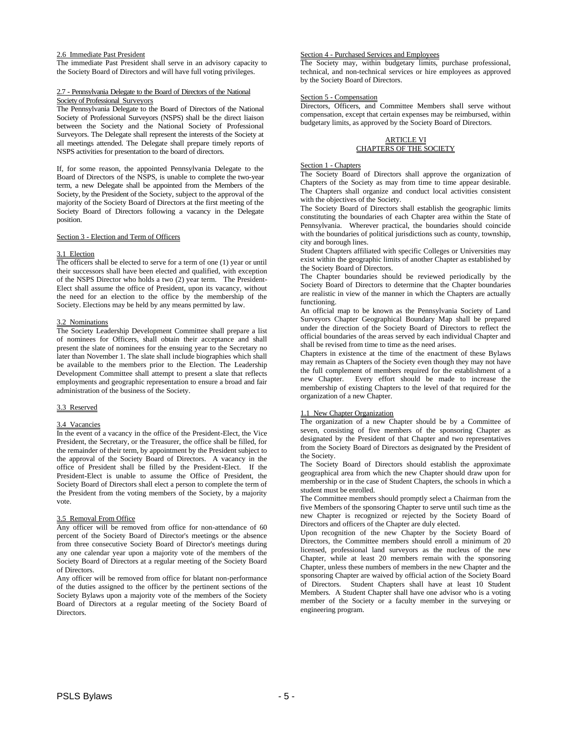2.6 Immediate Past President

The immediate Past President shall serve in an advisory capacity to the Society Board of Directors and will have full voting privileges.

2.7 - Pennsylvania Delegate to the Board of Directors of the National Society of Professional Surveyors

The Pennsylvania Delegate to the Board of Directors of the National Society of Professional Surveyors (NSPS) shall be the direct liaison between the Society and the National Society of Professional Surveyors. The Delegate shall represent the interests of the Society at all meetings attended. The Delegate shall prepare timely reports of NSPS activities for presentation to the board of directors.

If, for some reason, the appointed Pennsylvania Delegate to the Board of Directors of the NSPS, is unable to complete the two-year term, a new Delegate shall be appointed from the Members of the Society, by the President of the Society, subject to the approval of the majority of the Society Board of Directors at the first meeting of the Society Board of Directors following a vacancy in the Delegate position.

Section 3 - Election and Term of Officers

3.1 Election

The officers shall be elected to serve for a term of one (1) year or until their successors shall have been elected and qualified, with exception of the NSPS Director who holds a two (2) year term. The President-Elect shall assume the office of President, upon its vacancy, without the need for an election to the office by the membership of the Society. Elections may be held by any means permitted by law.

3.2 Nominations

The Society Leadership Development Committee shall prepare a list of nominees for Officers, shall obtain their acceptance and shall present the slate of nominees for the ensuing year to the Secretary no later than November 1. The slate shall include biographies which shall be available to the members prior to the Election. The Leadership Development Committee shall attempt to present a slate that reflects employments and geographic representation to ensure a broad and fair administration of the business of the Society.

3.3 Reserved

3.4 Vacancies

In the event of a vacancy in the office of the President-Elect, the Vice President, the Secretary, or the Treasurer, the office shall be filled, for the remainder of their term, by appointment by the President subject to the approval of the Society Board of Directors. A vacancy in the office of President shall be filled by the President-Elect. If the President-Elect is unable to assume the Office of President, the Society Board of Directors shall elect a person to complete the term of the President from the voting members of the Society, by a majority vote.

3.5 Removal From Office

Any officer will be removed from office for non-attendance of 60 percent of the Society Board of Director's meetings or the absence from three consecutive Society Board of Director's meetings during any one calendar year upon a majority vote of the members of the Society Board of Directors at a regular meeting of the Society Board of Directors.

Any officer will be removed from office for blatant non-performance of the duties assigned to the officer by the pertinent sections of the Society Bylaws upon a majority vote of the members of the Society Board of Directors at a regular meeting of the Society Board of Directors.

Section 4 - Purchased Services and Employees

The Society may, within budgetary limits, purchase professional, technical, and non-technical services or hire employees as approved by the Society Board of Directors.

Section 5 - Compensation

Directors, Officers, and Committee Members shall serve without compensation, except that certain expenses may be reimbursed, within budgetary limits, as approved by the Society Board of Directors.

## ARTICLE VI
## CHAPTERS OF THE SOCIETY

Section 1 - Chapters

The Society Board of Directors shall approve the organization of Chapters of the Society as may from time to time appear desirable. The Chapters shall organize and conduct local activities consistent with the objectives of the Society.

The Society Board of Directors shall establish the geographic limits constituting the boundaries of each Chapter area within the State of Pennsylvania. Wherever practical, the boundaries should coincide with the boundaries of political jurisdictions such as county, township, city and borough lines.

Student Chapters affiliated with specific Colleges or Universities may exist within the geographic limits of another Chapter as established by the Society Board of Directors.

The Chapter boundaries should be reviewed periodically by the Society Board of Directors to determine that the Chapter boundaries are realistic in view of the manner in which the Chapters are actually functioning.

An official map to be known as the Pennsylvania Society of Land Surveyors Chapter Geographical Boundary Map shall be prepared under the direction of the Society Board of Directors to reflect the official boundaries of the areas served by each individual Chapter and shall be revised from time to time as the need arises.

Chapters in existence at the time of the enactment of these Bylaws may remain as Chapters of the Society even though they may not have the full complement of members required for the establishment of a new Chapter. Every effort should be made to increase the membership of existing Chapters to the level of that required for the organization of a new Chapter.

1.1 New Chapter Organization

The organization of a new Chapter should be by a Committee of seven, consisting of five members of the sponsoring Chapter as designated by the President of that Chapter and two representatives from the Society Board of Directors as designated by the President of the Society.

The Society Board of Directors should establish the approximate geographical area from which the new Chapter should draw upon for membership or in the case of Student Chapters, the schools in which a student must be enrolled.

The Committee members should promptly select a Chairman from the five Members of the sponsoring Chapter to serve until such time as the new Chapter is recognized or rejected by the Society Board of Directors and officers of the Chapter are duly elected.

Upon recognition of the new Chapter by the Society Board of Directors, the Committee members should enroll a minimum of 20 licensed, professional land surveyors as the nucleus of the new Chapter, while at least 20 members remain with the sponsoring Chapter, unless these numbers of members in the new Chapter and the sponsoring Chapter are waived by official action of the Society Board of Directors. Student Chapters shall have at least 10 Student Members. A Student Chapter shall have one advisor who is a voting member of the Society or a faculty member in the surveying or engineering program.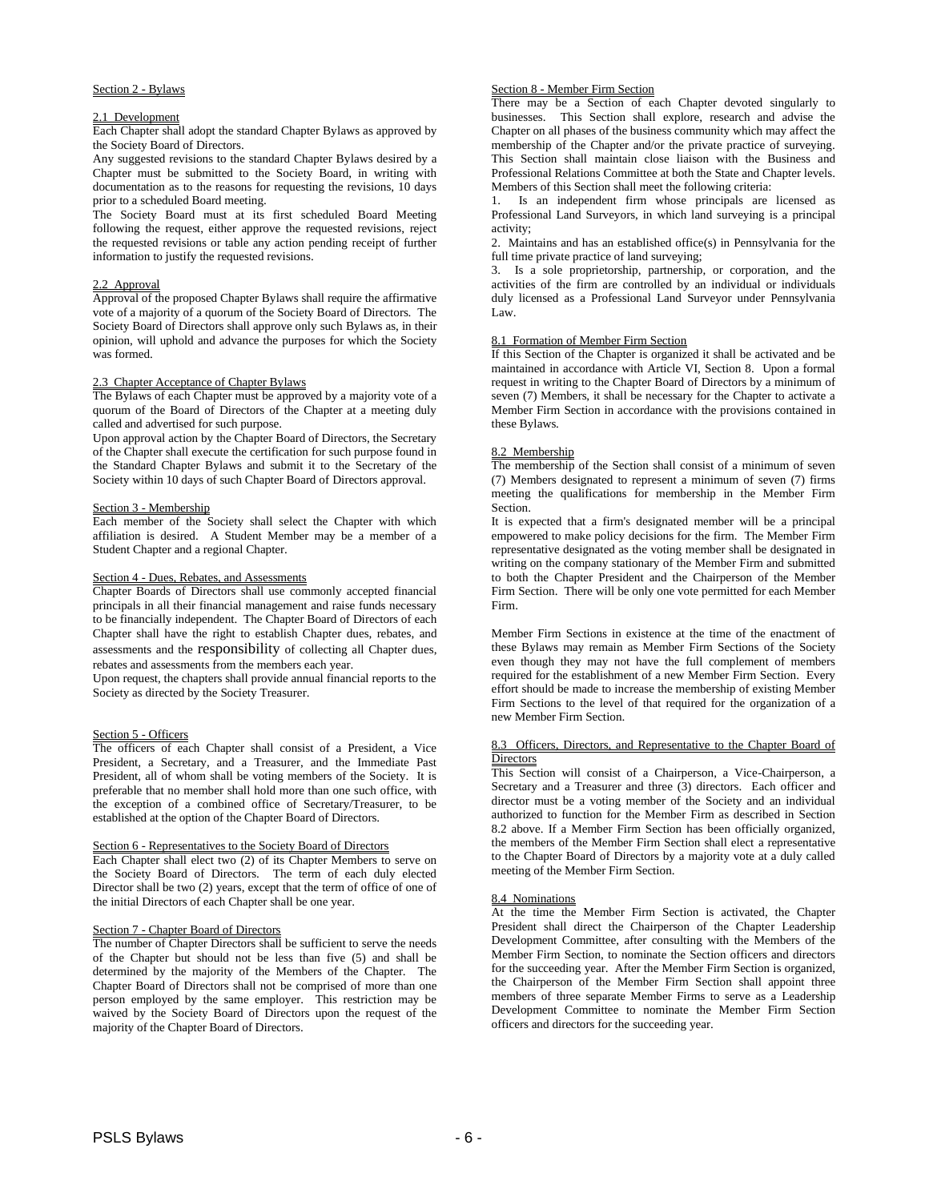## Section 2 - Bylaws

### 2.1 Development

Each Chapter shall adopt the standard Chapter Bylaws as approved by the Society Board of Directors.

Any suggested revisions to the standard Chapter Bylaws desired by a Chapter must be submitted to the Society Board, in writing with documentation as to the reasons for requesting the revisions, 10 days prior to a scheduled Board meeting.

The Society Board must at its first scheduled Board Meeting following the request, either approve the requested revisions, reject the requested revisions or table any action pending receipt of further information to justify the requested revisions.

### 2.2 Approval

Approval of the proposed Chapter Bylaws shall require the affirmative vote of a majority of a quorum of the Society Board of Directors. The Society Board of Directors shall approve only such Bylaws as, in their opinion, will uphold and advance the purposes for which the Society was formed.

### 2.3 Chapter Acceptance of Chapter Bylaws

The Bylaws of each Chapter must be approved by a majority vote of a quorum of the Board of Directors of the Chapter at a meeting duly called and advertised for such purpose.

Upon approval action by the Chapter Board of Directors, the Secretary of the Chapter shall execute the certification for such purpose found in the Standard Chapter Bylaws and submit it to the Secretary of the Society within 10 days of such Chapter Board of Directors approval.

## Section 3 - Membership

Each member of the Society shall select the Chapter with which affiliation is desired. A Student Member may be a member of a Student Chapter and a regional Chapter.

## Section 4 - Dues, Rebates, and Assessments

Chapter Boards of Directors shall use commonly accepted financial principals in all their financial management and raise funds necessary to be financially independent. The Chapter Board of Directors of each Chapter shall have the right to establish Chapter dues, rebates, and assessments and the responsibility of collecting all Chapter dues, rebates and assessments from the members each year.

Upon request, the chapters shall provide annual financial reports to the Society as directed by the Society Treasurer.

## Section 5 - Officers

The officers of each Chapter shall consist of a President, a Vice President, a Secretary, and a Treasurer, and the Immediate Past President, all of whom shall be voting members of the Society. It is preferable that no member shall hold more than one such office, with the exception of a combined office of Secretary/Treasurer, to be established at the option of the Chapter Board of Directors.

## Section 6 - Representatives to the Society Board of Directors

Each Chapter shall elect two (2) of its Chapter Members to serve on the Society Board of Directors. The term of each duly elected Director shall be two (2) years, except that the term of office of one of the initial Directors of each Chapter shall be one year.

## Section 7 - Chapter Board of Directors

The number of Chapter Directors shall be sufficient to serve the needs of the Chapter but should not be less than five (5) and shall be determined by the majority of the Members of the Chapter. The Chapter Board of Directors shall not be comprised of more than one person employed by the same employer. This restriction may be waived by the Society Board of Directors upon the request of the majority of the Chapter Board of Directors.

## Section 8 - Member Firm Section

There may be a Section of each Chapter devoted singularly to businesses. This Section shall explore, research and advise the Chapter on all phases of the business community which may affect the membership of the Chapter and/or the private practice of surveying. This Section shall maintain close liaison with the Business and Professional Relations Committee at both the State and Chapter levels. Members of this Section shall meet the following criteria:

1. Is an independent firm whose principals are licensed as Professional Land Surveyors, in which land surveying is a principal activity;
2. Maintains and has an established office(s) in Pennsylvania for the full time private practice of land surveying;
3. Is a sole proprietorship, partnership, or corporation, and the activities of the firm are controlled by an individual or individuals duly licensed as a Professional Land Surveyor under Pennsylvania Law.

### 8.1 Formation of Member Firm Section

If this Section of the Chapter is organized it shall be activated and be maintained in accordance with Article VI, Section 8. Upon a formal request in writing to the Chapter Board of Directors by a minimum of seven (7) Members, it shall be necessary for the Chapter to activate a Member Firm Section in accordance with the provisions contained in these Bylaws.

### 8.2 Membership

The membership of the Section shall consist of a minimum of seven (7) Members designated to represent a minimum of seven (7) firms meeting the qualifications for membership in the Member Firm Section.

It is expected that a firm's designated member will be a principal empowered to make policy decisions for the firm. The Member Firm representative designated as the voting member shall be designated in writing on the company stationary of the Member Firm and submitted to both the Chapter President and the Chairperson of the Member Firm Section. There will be only one vote permitted for each Member Firm.

Member Firm Sections in existence at the time of the enactment of these Bylaws may remain as Member Firm Sections of the Society even though they may not have the full complement of members required for the establishment of a new Member Firm Section. Every effort should be made to increase the membership of existing Member Firm Sections to the level of that required for the organization of a new Member Firm Section.

### 8.3 Officers, Directors, and Representative to the Chapter Board of Directors

This Section will consist of a Chairperson, a Vice-Chairperson, a Secretary and a Treasurer and three (3) directors. Each officer and director must be a voting member of the Society and an individual authorized to function for the Member Firm as described in Section 8.2 above. If a Member Firm Section has been officially organized, the members of the Member Firm Section shall elect a representative to the Chapter Board of Directors by a majority vote at a duly called meeting of the Member Firm Section.

### 8.4 Nominations

At the time the Member Firm Section is activated, the Chapter President shall direct the Chairperson of the Chapter Leadership Development Committee, after consulting with the Members of the Member Firm Section, to nominate the Section officers and directors for the succeeding year. After the Member Firm Section is organized, the Chairperson of the Member Firm Section shall appoint three members of three separate Member Firms to serve as a Leadership Development Committee to nominate the Member Firm Section officers and directors for the succeeding year.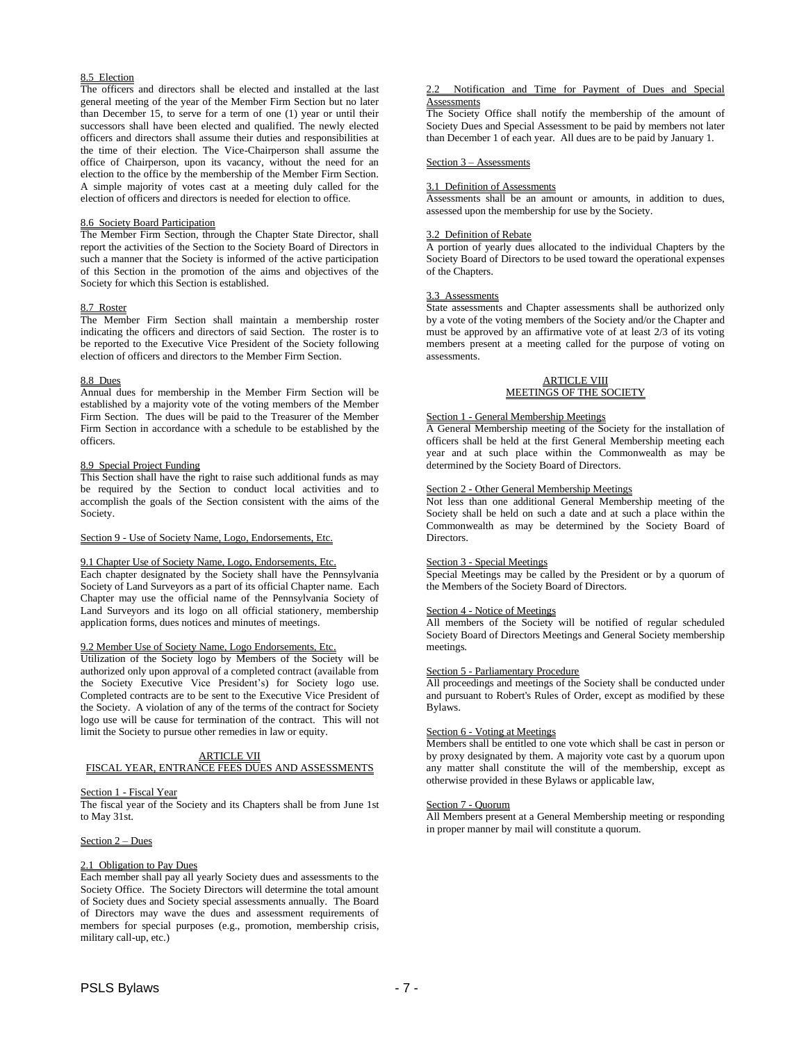8.5 Election

The officers and directors shall be elected and installed at the last general meeting of the year of the Member Firm Section but no later than December 15, to serve for a term of one (1) year or until their successors shall have been elected and qualified. The newly elected officers and directors shall assume their duties and responsibilities at the time of their election. The Vice-Chairperson shall assume the office of Chairperson, upon its vacancy, without the need for an election to the office by the membership of the Member Firm Section. A simple majority of votes cast at a meeting duly called for the election of officers and directors is needed for election to office.

8.6 Society Board Participation

The Member Firm Section, through the Chapter State Director, shall report the activities of the Section to the Society Board of Directors in such a manner that the Society is informed of the active participation of this Section in the promotion of the aims and objectives of the Society for which this Section is established.

8.7 Roster

The Member Firm Section shall maintain a membership roster indicating the officers and directors of said Section. The roster is to be reported to the Executive Vice President of the Society following election of officers and directors to the Member Firm Section.

8.8 Dues

Annual dues for membership in the Member Firm Section will be established by a majority vote of the voting members of the Member Firm Section. The dues will be paid to the Treasurer of the Member Firm Section in accordance with a schedule to be established by the officers.

8.9 Special Project Funding

This Section shall have the right to raise such additional funds as may be required by the Section to conduct local activities and to accomplish the goals of the Section consistent with the aims of the Society.

Section 9 - Use of Society Name, Logo, Endorsements, Etc.

9.1 Chapter Use of Society Name, Logo, Endorsements, Etc.

Each chapter designated by the Society shall have the Pennsylvania Society of Land Surveyors as a part of its official Chapter name. Each Chapter may use the official name of the Pennsylvania Society of Land Surveyors and its logo on all official stationery, membership application forms, dues notices and minutes of meetings.

9.2 Member Use of Society Name, Logo Endorsements, Etc.

Utilization of the Society logo by Members of the Society will be authorized only upon approval of a completed contract (available from the Society Executive Vice President's) for Society logo use. Completed contracts are to be sent to the Executive Vice President of the Society. A violation of any of the terms of the contract for Society logo use will be cause for termination of the contract. This will not limit the Society to pursue other remedies in law or equity.

## ARTICLE VII
## FISCAL YEAR, ENTRANCE FEES DUES AND ASSESSMENTS

Section 1 - Fiscal Year

The fiscal year of the Society and its Chapters shall be from June 1st to May 31st.

Section 2 – Dues

2.1 Obligation to Pay Dues

Each member shall pay all yearly Society dues and assessments to the Society Office. The Society Directors will determine the total amount of Society dues and Society special assessments annually. The Board of Directors may wave the dues and assessment requirements of members for special purposes (e.g., promotion, membership crisis, military call-up, etc.)

2.2 Notification and Time for Payment of Dues and Special Assessments

The Society Office shall notify the membership of the amount of Society Dues and Special Assessment to be paid by members not later than December 1 of each year. All dues are to be paid by January 1.

Section 3 – Assessments

3.1 Definition of Assessments

Assessments shall be an amount or amounts, in addition to dues, assessed upon the membership for use by the Society.

3.2 Definition of Rebate

A portion of yearly dues allocated to the individual Chapters by the Society Board of Directors to be used toward the operational expenses of the Chapters.

3.3 Assessments

State assessments and Chapter assessments shall be authorized only by a vote of the voting members of the Society and/or the Chapter and must be approved by an affirmative vote of at least 2/3 of its voting members present at a meeting called for the purpose of voting on assessments.

## ARTICLE VIII
## MEETINGS OF THE SOCIETY

Section 1 - General Membership Meetings

A General Membership meeting of the Society for the installation of officers shall be held at the first General Membership meeting each year and at such place within the Commonwealth as may be determined by the Society Board of Directors.

Section 2 - Other General Membership Meetings

Not less than one additional General Membership meeting of the Society shall be held on such a date and at such a place within the Commonwealth as may be determined by the Society Board of Directors.

Section 3 - Special Meetings

Special Meetings may be called by the President or by a quorum of the Members of the Society Board of Directors.

Section 4 - Notice of Meetings

All members of the Society will be notified of regular scheduled Society Board of Directors Meetings and General Society membership meetings.

Section 5 - Parliamentary Procedure

All proceedings and meetings of the Society shall be conducted under and pursuant to Robert's Rules of Order, except as modified by these Bylaws.

Section 6 - Voting at Meetings

Members shall be entitled to one vote which shall be cast in person or by proxy designated by them. A majority vote cast by a quorum upon any matter shall constitute the will of the membership, except as otherwise provided in these Bylaws or applicable law,

Section 7 - Quorum

All Members present at a General Membership meeting or responding in proper manner by mail will constitute a quorum.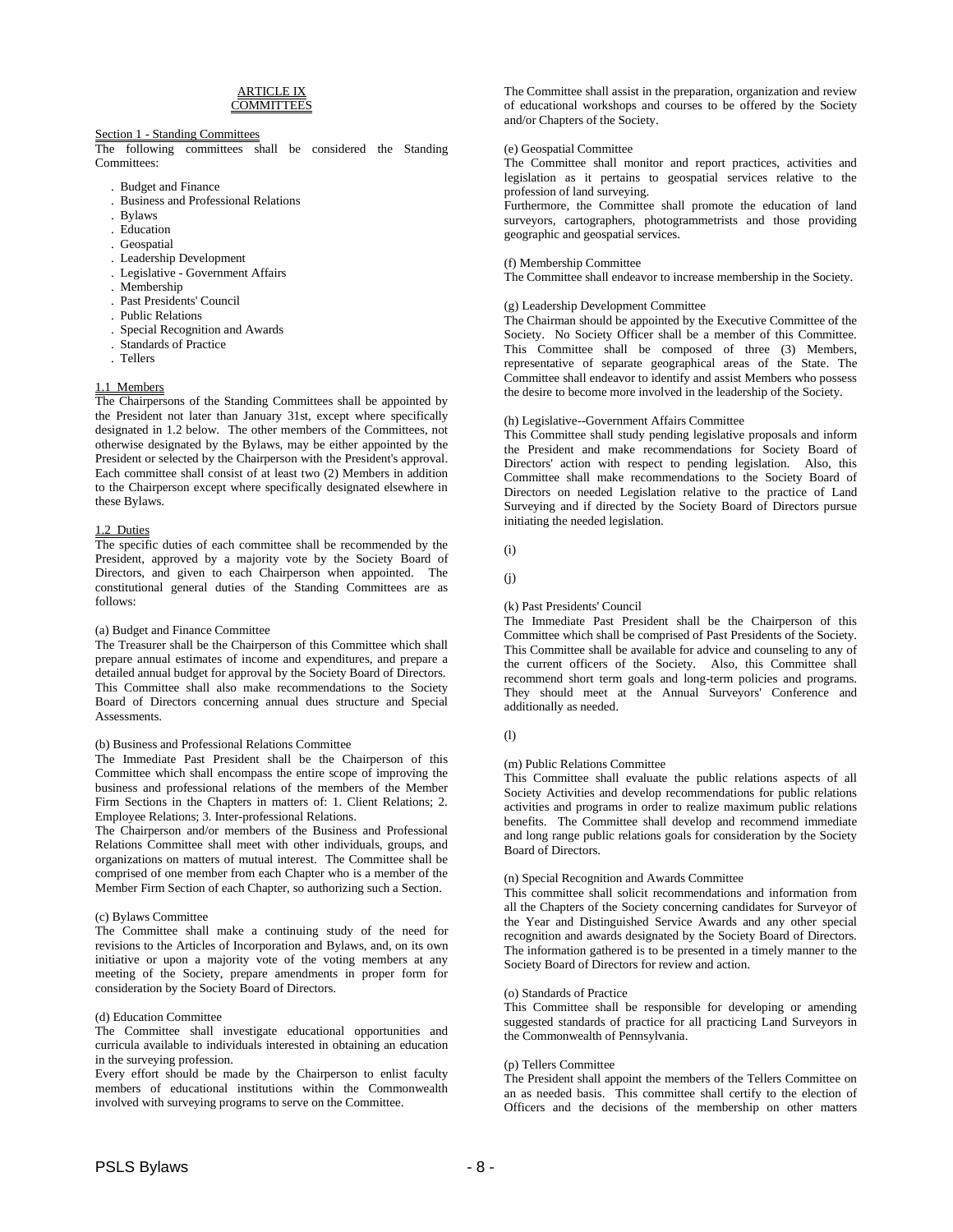## ARTICLE IX
## COMMITTEES

### Section 1 - Standing Committees

The following committees shall be considered the Standing Committees:

- Budget and Finance
- Business and Professional Relations
- Bylaws
- Education
- Geospatial
- Leadership Development
- Legislative - Government Affairs
- Membership
- Past Presidents' Council
- Public Relations
- Special Recognition and Awards
- Standards of Practice
- Tellers

#### 1.1 Members

The Chairpersons of the Standing Committees shall be appointed by the President not later than January 31st, except where specifically designated in 1.2 below. The other members of the Committees, not otherwise designated by the Bylaws, may be either appointed by the President or selected by the Chairperson with the President's approval. Each committee shall consist of at least two (2) Members in addition to the Chairperson except where specifically designated elsewhere in these Bylaws.

#### 1.2 Duties

The specific duties of each committee shall be recommended by the President, approved by a majority vote by the Society Board of Directors, and given to each Chairperson when appointed. The constitutional general duties of the Standing Committees are as follows:

(a) Budget and Finance Committee

The Treasurer shall be the Chairperson of this Committee which shall prepare annual estimates of income and expenditures, and prepare a detailed annual budget for approval by the Society Board of Directors. This Committee shall also make recommendations to the Society Board of Directors concerning annual dues structure and Special Assessments.

(b) Business and Professional Relations Committee

The Immediate Past President shall be the Chairperson of this Committee which shall encompass the entire scope of improving the business and professional relations of the members of the Member Firm Sections in the Chapters in matters of: 1. Client Relations; 2. Employee Relations; 3. Inter-professional Relations.

The Chairperson and/or members of the Business and Professional Relations Committee shall meet with other individuals, groups, and organizations on matters of mutual interest. The Committee shall be comprised of one member from each Chapter who is a member of the Member Firm Section of each Chapter, so authorizing such a Section.

(c) Bylaws Committee

The Committee shall make a continuing study of the need for revisions to the Articles of Incorporation and Bylaws, and, on its own initiative or upon a majority vote of the voting members at any meeting of the Society, prepare amendments in proper form for consideration by the Society Board of Directors.

(d) Education Committee

The Committee shall investigate educational opportunities and curricula available to individuals interested in obtaining an education in the surveying profession.

Every effort should be made by the Chairperson to enlist faculty members of educational institutions within the Commonwealth involved with surveying programs to serve on the Committee.

The Committee shall assist in the preparation, organization and review of educational workshops and courses to be offered by the Society and/or Chapters of the Society.

(e) Geospatial Committee

The Committee shall monitor and report practices, activities and legislation as it pertains to geospatial services relative to the profession of land surveying.

Furthermore, the Committee shall promote the education of land surveyors, cartographers, photogrammetrists and those providing geographic and geospatial services.

(f) Membership Committee

The Committee shall endeavor to increase membership in the Society.

(g) Leadership Development Committee

The Chairman should be appointed by the Executive Committee of the Society. No Society Officer shall be a member of this Committee. This Committee shall be composed of three (3) Members, representative of separate geographical areas of the State. The Committee shall endeavor to identify and assist Members who possess the desire to become more involved in the leadership of the Society.

(h) Legislative--Government Affairs Committee

This Committee shall study pending legislative proposals and inform the President and make recommendations for Society Board of Directors' action with respect to pending legislation. Also, this Committee shall make recommendations to the Society Board of Directors on needed Legislation relative to the practice of Land Surveying and if directed by the Society Board of Directors pursue initiating the needed legislation.

(i)

(j)

(k) Past Presidents' Council

The Immediate Past President shall be the Chairperson of this Committee which shall be comprised of Past Presidents of the Society. This Committee shall be available for advice and counseling to any of the current officers of the Society. Also, this Committee shall recommend short term goals and long-term policies and programs. They should meet at the Annual Surveyors' Conference and additionally as needed.

(l)

(m) Public Relations Committee

This Committee shall evaluate the public relations aspects of all Society Activities and develop recommendations for public relations activities and programs in order to realize maximum public relations benefits. The Committee shall develop and recommend immediate and long range public relations goals for consideration by the Society Board of Directors.

(n) Special Recognition and Awards Committee

This committee shall solicit recommendations and information from all the Chapters of the Society concerning candidates for Surveyor of the Year and Distinguished Service Awards and any other special recognition and awards designated by the Society Board of Directors. The information gathered is to be presented in a timely manner to the Society Board of Directors for review and action.

(o) Standards of Practice

This Committee shall be responsible for developing or amending suggested standards of practice for all practicing Land Surveyors in the Commonwealth of Pennsylvania.

(p) Tellers Committee

The President shall appoint the members of the Tellers Committee on an as needed basis. This committee shall certify to the election of Officers and the decisions of the membership on other matters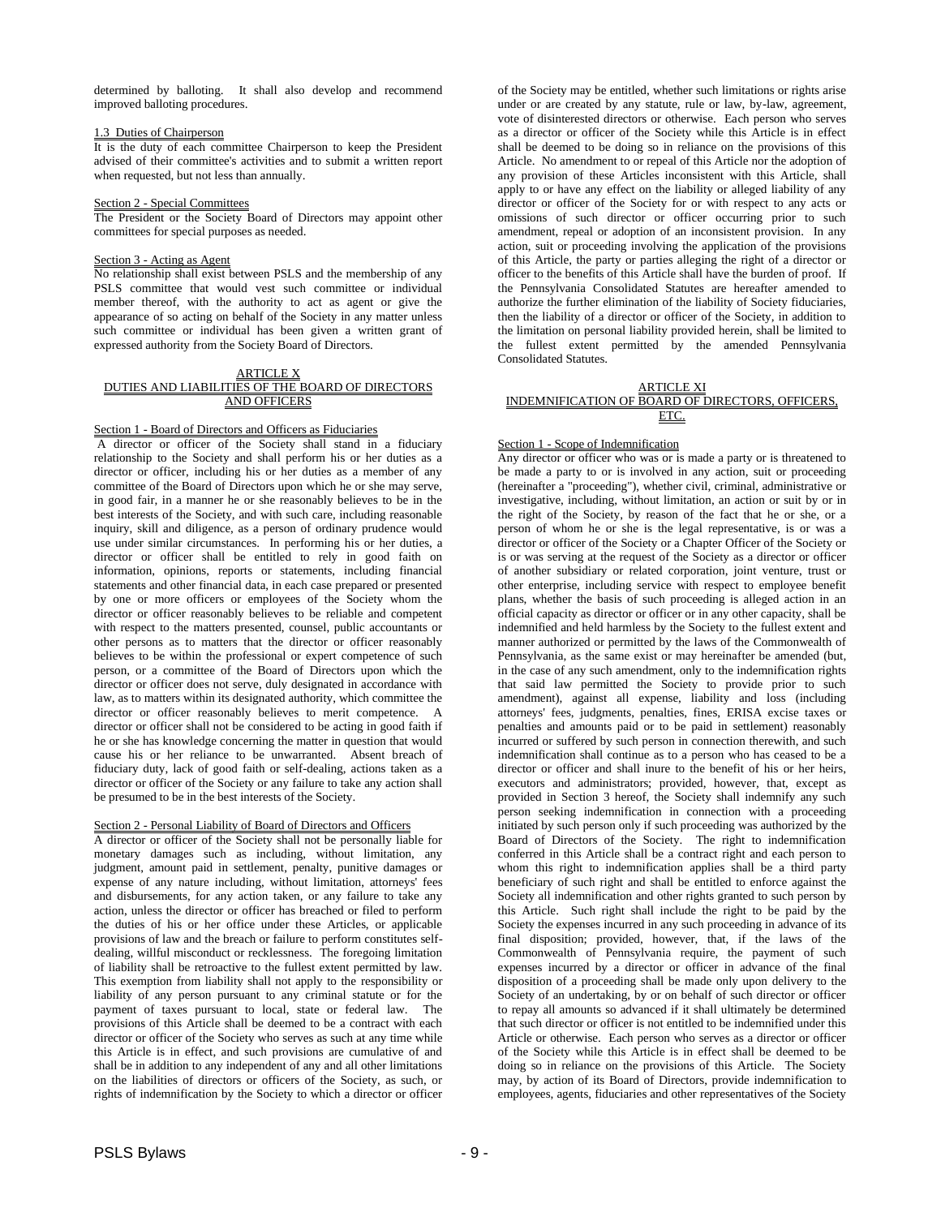determined by balloting. It shall also develop and recommend improved balloting procedures.

1.3 Duties of Chairperson

It is the duty of each committee Chairperson to keep the President advised of their committee's activities and to submit a written report when requested, but not less than annually.

Section 2 - Special Committees

The President or the Society Board of Directors may appoint other committees for special purposes as needed.

Section 3 - Acting as Agent

No relationship shall exist between PSLS and the membership of any PSLS committee that would vest such committee or individual member thereof, with the authority to act as agent or give the appearance of so acting on behalf of the Society in any matter unless such committee or individual has been given a written grant of expressed authority from the Society Board of Directors.

## ARTICLE X
## DUTIES AND LIABILITIES OF THE BOARD OF DIRECTORS AND OFFICERS

Section 1 - Board of Directors and Officers as Fiduciaries

A director or officer of the Society shall stand in a fiduciary relationship to the Society and shall perform his or her duties as a director or officer, including his or her duties as a member of any committee of the Board of Directors upon which he or she may serve, in good fair, in a manner he or she reasonably believes to be in the best interests of the Society, and with such care, including reasonable inquiry, skill and diligence, as a person of ordinary prudence would use under similar circumstances. In performing his or her duties, a director or officer shall be entitled to rely in good faith on information, opinions, reports or statements, including financial statements and other financial data, in each case prepared or presented by one or more officers or employees of the Society whom the director or officer reasonably believes to be reliable and competent with respect to the matters presented, counsel, public accountants or other persons as to matters that the director or officer reasonably believes to be within the professional or expert competence of such person, or a committee of the Board of Directors upon which the director or officer does not serve, duly designated in accordance with law, as to matters within its designated authority, which committee the director or officer reasonably believes to merit competence. A director or officer shall not be considered to be acting in good faith if he or she has knowledge concerning the matter in question that would cause his or her reliance to be unwarranted. Absent breach of fiduciary duty, lack of good faith or self-dealing, actions taken as a director or officer of the Society or any failure to take any action shall be presumed to be in the best interests of the Society.

Section 2 - Personal Liability of Board of Directors and Officers

A director or officer of the Society shall not be personally liable for monetary damages such as including, without limitation, any judgment, amount paid in settlement, penalty, punitive damages or expense of any nature including, without limitation, attorneys' fees and disbursements, for any action taken, or any failure to take any action, unless the director or officer has breached or filed to perform the duties of his or her office under these Articles, or applicable provisions of law and the breach or failure to perform constitutes self-dealing, willful misconduct or recklessness. The foregoing limitation of liability shall be retroactive to the fullest extent permitted by law. This exemption from liability shall not apply to the responsibility or liability of any person pursuant to any criminal statute or for the payment of taxes pursuant to local, state or federal law. The provisions of this Article shall be deemed to be a contract with each director or officer of the Society who serves as such at any time while this Article is in effect, and such provisions are cumulative of and shall be in addition to any independent of any and all other limitations on the liabilities of directors or officers of the Society, as such, or rights of indemnification by the Society to which a director or officer of the Society may be entitled, whether such limitations or rights arise under or are created by any statute, rule or law, by-law, agreement, vote of disinterested directors or otherwise. Each person who serves as a director or officer of the Society while this Article is in effect shall be deemed to be doing so in reliance on the provisions of this Article. No amendment to or repeal of this Article nor the adoption of any provision of these Articles inconsistent with this Article, shall apply to or have any effect on the liability or alleged liability of any director or officer of the Society for or with respect to any acts or omissions of such director or officer occurring prior to such amendment, repeal or adoption of an inconsistent provision. In any action, suit or proceeding involving the application of the provisions of this Article, the party or parties alleging the right of a director or officer to the benefits of this Article shall have the burden of proof. If the Pennsylvania Consolidated Statutes are hereafter amended to authorize the further elimination of the liability of Society fiduciaries, then the liability of a director or officer of the Society, in addition to the limitation on personal liability provided herein, shall be limited to the fullest extent permitted by the amended Pennsylvania Consolidated Statutes.

## ARTICLE XI
## INDEMNIFICATION OF BOARD OF DIRECTORS, OFFICERS, ETC.

Section 1 - Scope of Indemnification

Any director or officer who was or is made a party or is threatened to be made a party to or is involved in any action, suit or proceeding (hereinafter a "proceeding"), whether civil, criminal, administrative or investigative, including, without limitation, an action or suit by or in the right of the Society, by reason of the fact that he or she, or a person of whom he or she is the legal representative, is or was a director or officer of the Society or a Chapter Officer of the Society or is or was serving at the request of the Society as a director or officer of another subsidiary or related corporation, joint venture, trust or other enterprise, including service with respect to employee benefit plans, whether the basis of such proceeding is alleged action in an official capacity as director or officer or in any other capacity, shall be indemnified and held harmless by the Society to the fullest extent and manner authorized or permitted by the laws of the Commonwealth of Pennsylvania, as the same exist or may hereinafter be amended (but, in the case of any such amendment, only to the indemnification rights that said law permitted the Society to provide prior to such amendment), against all expense, liability and loss (including attorneys' fees, judgments, penalties, fines, ERISA excise taxes or penalties and amounts paid or to be paid in settlement) reasonably incurred or suffered by such person in connection therewith, and such indemnification shall continue as to a person who has ceased to be a director or officer and shall inure to the benefit of his or her heirs, executors and administrators; provided, however, that, except as provided in Section 3 hereof, the Society shall indemnify any such person seeking indemnification in connection with a proceeding initiated by such person only if such proceeding was authorized by the Board of Directors of the Society. The right to indemnification conferred in this Article shall be a contract right and each person to whom this right to indemnification applies shall be a third party beneficiary of such right and shall be entitled to enforce against the Society all indemnification and other rights granted to such person by this Article. Such right shall include the right to be paid by the Society the expenses incurred in any such proceeding in advance of its final disposition; provided, however, that, if the laws of the Commonwealth of Pennsylvania require, the payment of such expenses incurred by a director or officer in advance of the final disposition of a proceeding shall be made only upon delivery to the Society of an undertaking, by or on behalf of such director or officer to repay all amounts so advanced if it shall ultimately be determined that such director or officer is not entitled to be indemnified under this Article or otherwise. Each person who serves as a director or officer of the Society while this Article is in effect shall be deemed to be doing so in reliance on the provisions of this Article. The Society may, by action of its Board of Directors, provide indemnification to employees, agents, fiduciaries and other representatives of the Society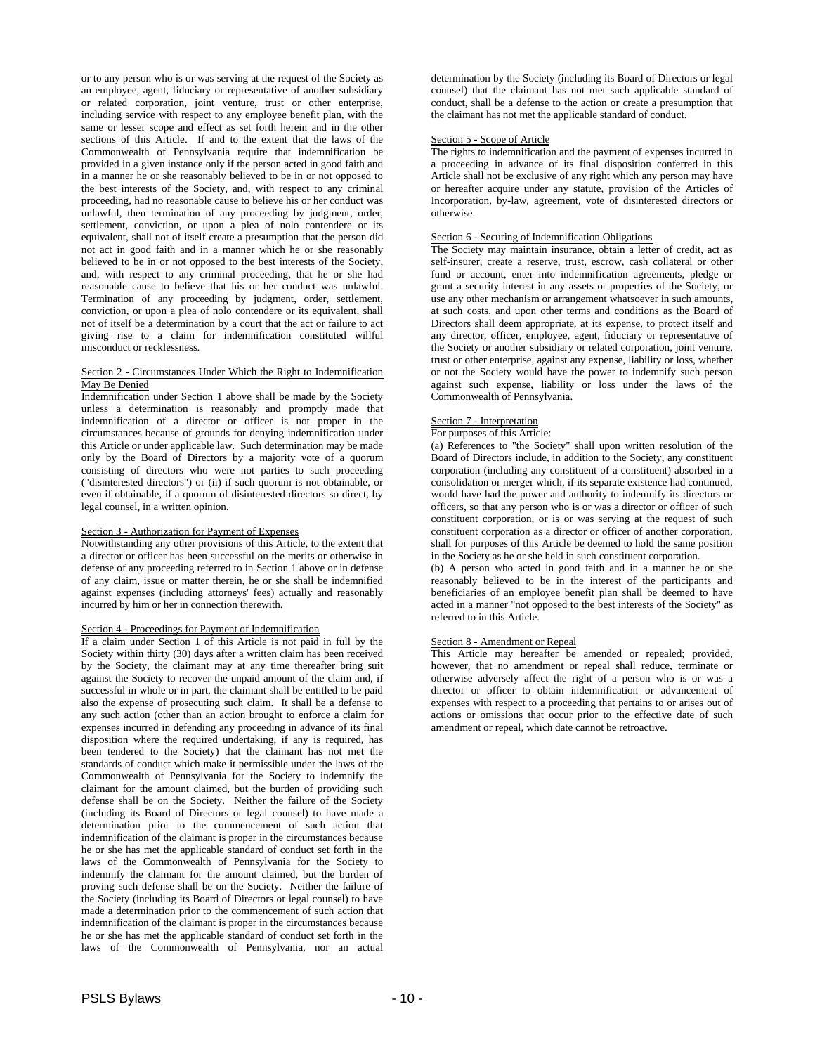or to any person who is or was serving at the request of the Society as an employee, agent, fiduciary or representative of another subsidiary or related corporation, joint venture, trust or other enterprise, including service with respect to any employee benefit plan, with the same or lesser scope and effect as set forth herein and in the other sections of this Article. If and to the extent that the laws of the Commonwealth of Pennsylvania require that indemnification be provided in a given instance only if the person acted in good faith and in a manner he or she reasonably believed to be in or not opposed to the best interests of the Society, and, with respect to any criminal proceeding, had no reasonable cause to believe his or her conduct was unlawful, then termination of any proceeding by judgment, order, settlement, conviction, or upon a plea of nolo contendere or its equivalent, shall not of itself create a presumption that the person did not act in good faith and in a manner which he or she reasonably believed to be in or not opposed to the best interests of the Society, and, with respect to any criminal proceeding, that he or she had reasonable cause to believe that his or her conduct was unlawful. Termination of any proceeding by judgment, order, settlement, conviction, or upon a plea of nolo contendere or its equivalent, shall not of itself be a determination by a court that the act or failure to act giving rise to a claim for indemnification constituted willful misconduct or recklessness.

Section 2 - Circumstances Under Which the Right to Indemnification May Be Denied

Indemnification under Section 1 above shall be made by the Society unless a determination is reasonably and promptly made that indemnification of a director or officer is not proper in the circumstances because of grounds for denying indemnification under this Article or under applicable law. Such determination may be made only by the Board of Directors by a majority vote of a quorum consisting of directors who were not parties to such proceeding ("disinterested directors") or (ii) if such quorum is not obtainable, or even if obtainable, if a quorum of disinterested directors so direct, by legal counsel, in a written opinion.

Section 3 - Authorization for Payment of Expenses

Notwithstanding any other provisions of this Article, to the extent that a director or officer has been successful on the merits or otherwise in defense of any proceeding referred to in Section 1 above or in defense of any claim, issue or matter therein, he or she shall be indemnified against expenses (including attorneys' fees) actually and reasonably incurred by him or her in connection therewith.

Section 4 - Proceedings for Payment of Indemnification

If a claim under Section 1 of this Article is not paid in full by the Society within thirty (30) days after a written claim has been received by the Society, the claimant may at any time thereafter bring suit against the Society to recover the unpaid amount of the claim and, if successful in whole or in part, the claimant shall be entitled to be paid also the expense of prosecuting such claim. It shall be a defense to any such action (other than an action brought to enforce a claim for expenses incurred in defending any proceeding in advance of its final disposition where the required undertaking, if any is required, has been tendered to the Society) that the claimant has not met the standards of conduct which make it permissible under the laws of the Commonwealth of Pennsylvania for the Society to indemnify the claimant for the amount claimed, but the burden of providing such defense shall be on the Society. Neither the failure of the Society (including its Board of Directors or legal counsel) to have made a determination prior to the commencement of such action that indemnification of the claimant is proper in the circumstances because he or she has met the applicable standard of conduct set forth in the laws of the Commonwealth of Pennsylvania for the Society to indemnify the claimant for the amount claimed, but the burden of proving such defense shall be on the Society. Neither the failure of the Society (including its Board of Directors or legal counsel) to have made a determination prior to the commencement of such action that indemnification of the claimant is proper in the circumstances because he or she has met the applicable standard of conduct set forth in the laws of the Commonwealth of Pennsylvania, nor an actual determination by the Society (including its Board of Directors or legal counsel) that the claimant has not met such applicable standard of conduct, shall be a defense to the action or create a presumption that the claimant has not met the applicable standard of conduct.

Section 5 - Scope of Article

The rights to indemnification and the payment of expenses incurred in a proceeding in advance of its final disposition conferred in this Article shall not be exclusive of any right which any person may have or hereafter acquire under any statute, provision of the Articles of Incorporation, by-law, agreement, vote of disinterested directors or otherwise.

Section 6 - Securing of Indemnification Obligations

The Society may maintain insurance, obtain a letter of credit, act as self-insurer, create a reserve, trust, escrow, cash collateral or other fund or account, enter into indemnification agreements, pledge or grant a security interest in any assets or properties of the Society, or use any other mechanism or arrangement whatsoever in such amounts, at such costs, and upon other terms and conditions as the Board of Directors shall deem appropriate, at its expense, to protect itself and any director, officer, employee, agent, fiduciary or representative of the Society or another subsidiary or related corporation, joint venture, trust or other enterprise, against any expense, liability or loss, whether or not the Society would have the power to indemnify such person against such expense, liability or loss under the laws of the Commonwealth of Pennsylvania.

Section 7 - Interpretation

For purposes of this Article:

(a) References to "the Society" shall upon written resolution of the Board of Directors include, in addition to the Society, any constituent corporation (including any constituent of a constituent) absorbed in a consolidation or merger which, if its separate existence had continued, would have had the power and authority to indemnify its directors or officers, so that any person who is or was a director or officer of such constituent corporation, or is or was serving at the request of such constituent corporation as a director or officer of another corporation, shall for purposes of this Article be deemed to hold the same position in the Society as he or she held in such constituent corporation.

(b) A person who acted in good faith and in a manner he or she reasonably believed to be in the interest of the participants and beneficiaries of an employee benefit plan shall be deemed to have acted in a manner "not opposed to the best interests of the Society" as referred to in this Article.

Section 8 - Amendment or Repeal

This Article may hereafter be amended or repealed; provided, however, that no amendment or repeal shall reduce, terminate or otherwise adversely affect the right of a person who is or was a director or officer to obtain indemnification or advancement of expenses with respect to a proceeding that pertains to or arises out of actions or omissions that occur prior to the effective date of such amendment or repeal, which date cannot be retroactive.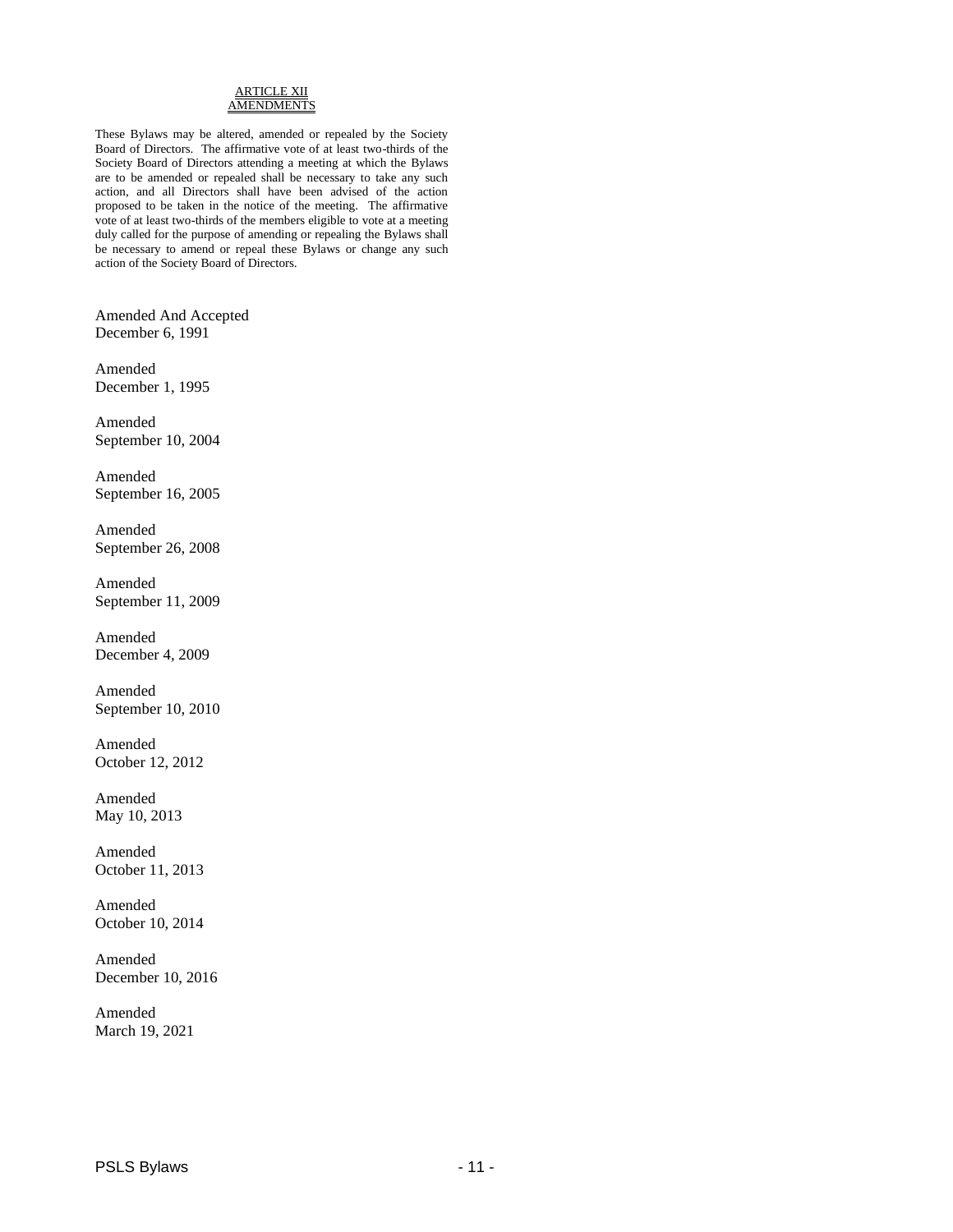## ARTICLE XII
## AMENDMENTS

These Bylaws may be altered, amended or repealed by the Society Board of Directors. The affirmative vote of at least two-thirds of the Society Board of Directors attending a meeting at which the Bylaws are to be amended or repealed shall be necessary to take any such action, and all Directors shall have been advised of the action proposed to be taken in the notice of the meeting. The affirmative vote of at least two-thirds of the members eligible to vote at a meeting duly called for the purpose of amending or repealing the Bylaws shall be necessary to amend or repeal these Bylaws or change any such action of the Society Board of Directors.

Amended And Accepted
December 6, 1991

Amended
December 1, 1995

Amended
September 10, 2004

Amended
September 16, 2005

Amended
September 26, 2008

Amended
September 11, 2009

Amended
December 4, 2009

Amended
September 10, 2010

Amended
October 12, 2012

Amended
May 10, 2013

Amended
October 11, 2013

Amended
October 10, 2014

Amended
December 10, 2016

Amended
March 19, 2021